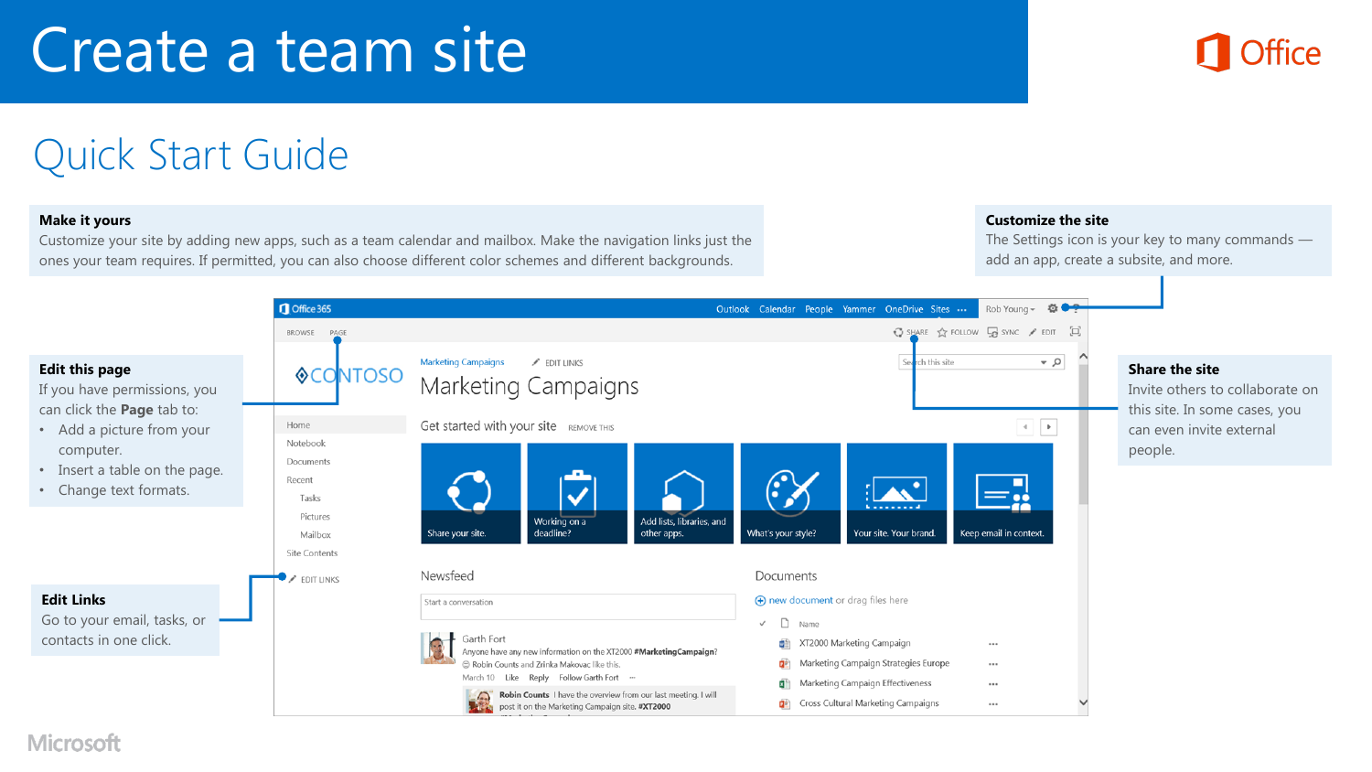# Create a team site

## Quick Start Guide

### Make it yours

Customize your site by adding new apps, such as a team calendar and mailbox. Make the navigation links just the ones your team requires. If permitted, you can also choose different color schemes and different backgrounds.

### Customize the site

The Settings icon is your key to many commands — add an app, create a subsite, and more.

### Edit this page

If you have permissions, you can click the **Page** tab to:

- Add a picture from your computer.
- Insert a table on the page.
- Change text formats.

### Share the site

Invite others to collaborate on this site. In some cases, you can even invite external people.

### Edit Links

Go to your email, tasks, or contacts in one click.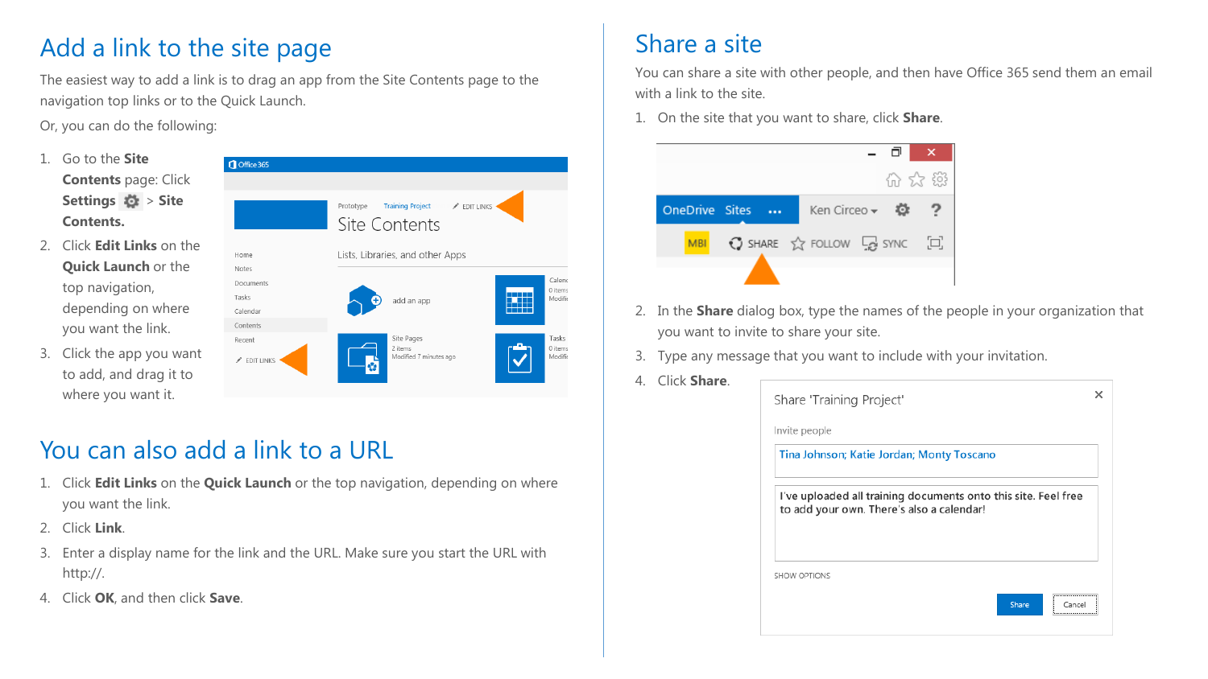# Add a link to the site page

The easiest way to add a link is to drag an app from the Site Contents page to the navigation top links or to the Quick Launch.

Or, you can do the following:

1. Go to the **Site Contents** page: Click **Settings** > **Site Contents.**
2. Click **Edit Links** on the **Quick Launch** or the top navigation, depending on where you want the link.
3. Click the app you want to add, and drag it to where you want it.

# You can also add a link to a URL

1. Click **Edit Links** on the **Quick Launch** or the top navigation, depending on where you want the link.
2. Click **Link**.
3. Enter a display name for the link and the URL. Make sure you start the URL with http://.
4. Click **OK**, and then click **Save**.

# Share a site

You can share a site with other people, and then have Office 365 send them an email with a link to the site.

1. On the site that you want to share, click **Share**.
2. In the **Share** dialog box, type the names of the people in your organization that you want to invite to share your site.
3. Type any message that you want to include with your invitation.
4. Click **Share**.